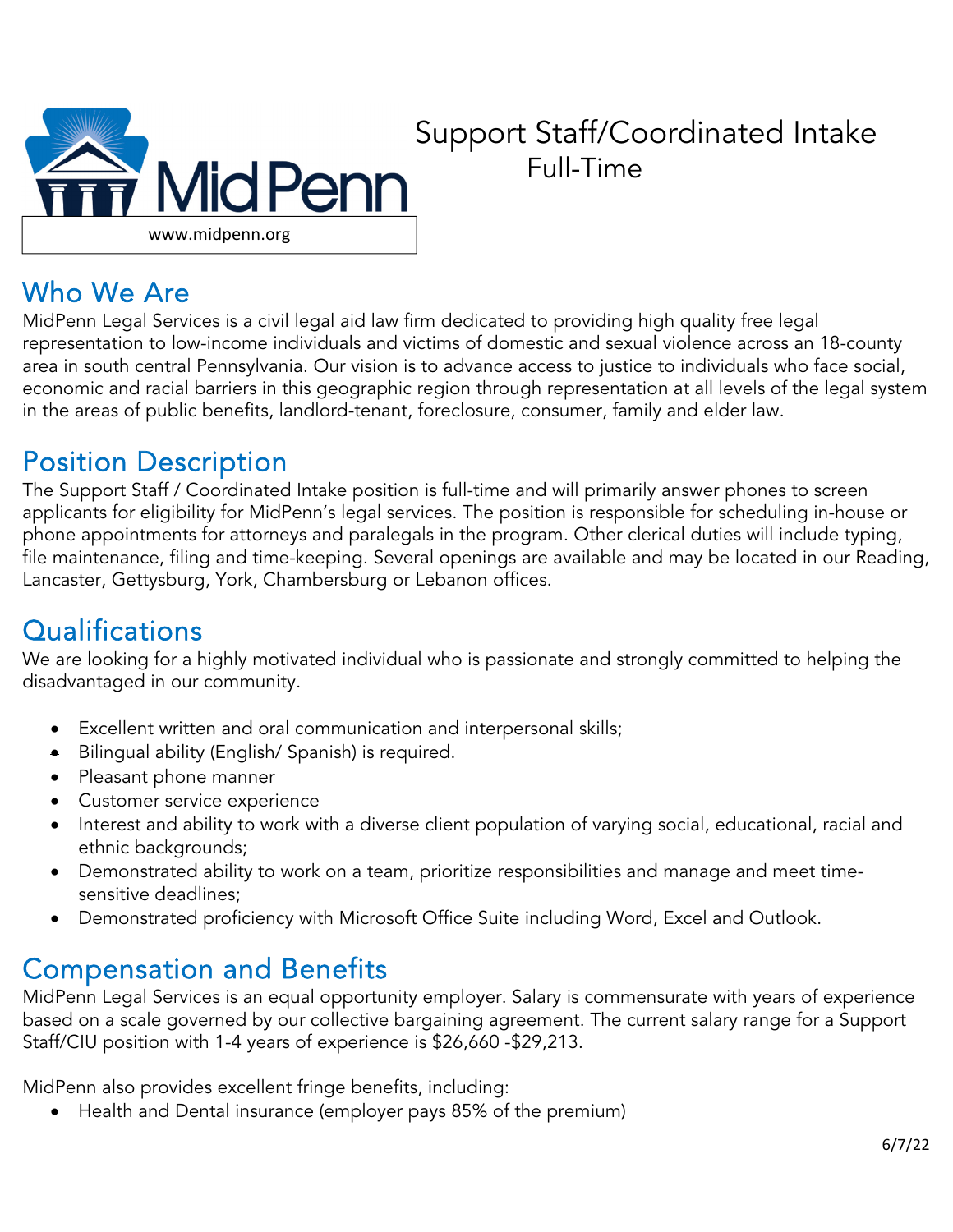MidPenn

www.midpenn.org

# Support Staff/Coordinated Intake
Full-Time

## Who We Are

MidPenn Legal Services is a civil legal aid law firm dedicated to providing high quality free legal representation to low-income individuals and victims of domestic and sexual violence across an 18-county area in south central Pennsylvania. Our vision is to advance access to justice to individuals who face social, economic and racial barriers in this geographic region through representation at all levels of the legal system in the areas of public benefits, landlord-tenant, foreclosure, consumer, family and elder law.

## Position Description

The Support Staff / Coordinated Intake position is full-time and will primarily answer phones to screen applicants for eligibility for MidPenn's legal services. The position is responsible for scheduling in-house or phone appointments for attorneys and paralegals in the program. Other clerical duties will include typing, file maintenance, filing and time-keeping. Several openings are available and may be located in our Reading, Lancaster, Gettysburg, York, Chambersburg or Lebanon offices.

## Qualifications

We are looking for a highly motivated individual who is passionate and strongly committed to helping the disadvantaged in our community.

- Excellent written and oral communication and interpersonal skills;
- Bilingual ability (English/ Spanish) is required.
- Pleasant phone manner
- Customer service experience
- Interest and ability to work with a diverse client population of varying social, educational, racial and ethnic backgrounds;
- Demonstrated ability to work on a team, prioritize responsibilities and manage and meet time-sensitive deadlines;
- Demonstrated proficiency with Microsoft Office Suite including Word, Excel and Outlook.

## Compensation and Benefits

MidPenn Legal Services is an equal opportunity employer. Salary is commensurate with years of experience based on a scale governed by our collective bargaining agreement. The current salary range for a Support Staff/CIU position with 1-4 years of experience is $26,660 -$29,213.

MidPenn also provides excellent fringe benefits, including:

- Health and Dental insurance (employer pays 85% of the premium)

6/7/22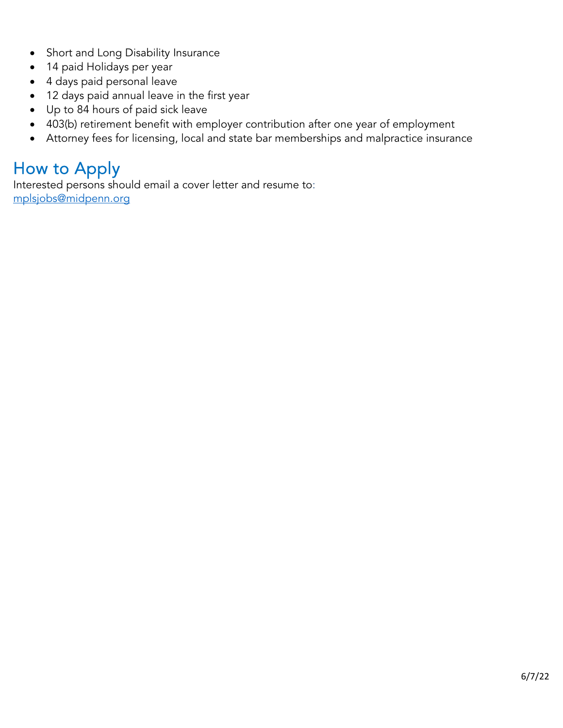- Short and Long Disability Insurance
- 14 paid Holidays per year
- 4 days paid personal leave
- 12 days paid annual leave in the first year
- Up to 84 hours of paid sick leave
- 403(b) retirement benefit with employer contribution after one year of employment
- Attorney fees for licensing, local and state bar memberships and malpractice insurance

## How to Apply

Interested persons should email a cover letter and resume to:
mplsjobs@midpenn.org

6/7/22